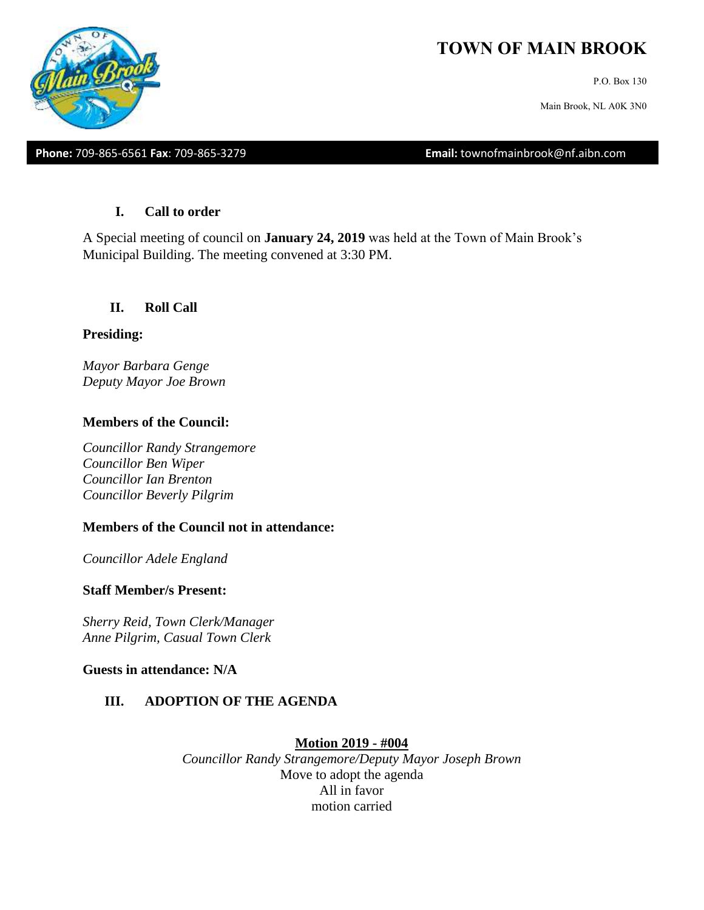# TOWN OF MAIN BROOK

P.O. Box 130

Main Brook, NL A0K 3N0

**Phone:** 709-865-6561 **Fax**: 709-865-3279 **Email:** townofmainbrook@nf.aibn.com

## I. Call to order

A Special meeting of council on **January 24, 2019** was held at the Town of Main Brook's Municipal Building. The meeting convened at 3:30 PM.

## II. Roll Call

**Presiding:**

*Mayor Barbara Genge*
*Deputy Mayor Joe Brown*

**Members of the Council:**

*Councillor Randy Strangemore*
*Councillor Ben Wiper*
*Councillor Ian Brenton*
*Councillor Beverly Pilgrim*

**Members of the Council not in attendance:**

*Councillor Adele England*

**Staff Member/s Present:**

*Sherry Reid, Town Clerk/Manager*
*Anne Pilgrim, Casual Town Clerk*

**Guests in attendance: N/A**

## III. ADOPTION OF THE AGENDA

**Motion 2019 - #004**
*Councillor Randy Strangemore/Deputy Mayor Joseph Brown*
Move to adopt the agenda
All in favor
motion carried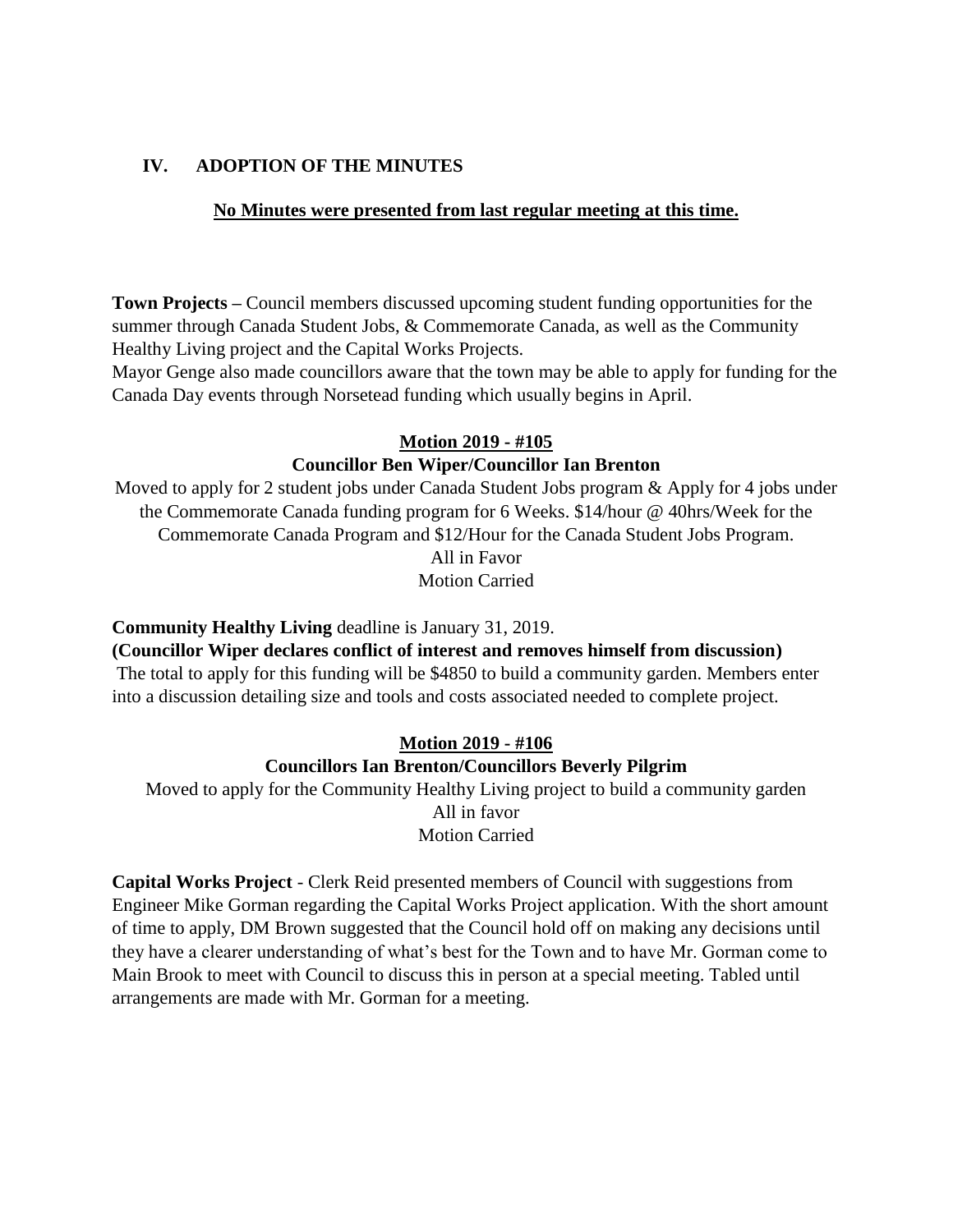## IV. ADOPTION OF THE MINUTES

**No Minutes were presented from last regular meeting at this time.**

**Town Projects –** Council members discussed upcoming student funding opportunities for the summer through Canada Student Jobs, & Commemorate Canada, as well as the Community Healthy Living project and the Capital Works Projects.
Mayor Genge also made councillors aware that the town may be able to apply for funding for the Canada Day events through Norsetead funding which usually begins in April.

**Motion 2019 - #105**
**Councillor Ben Wiper/Councillor Ian Brenton**

Moved to apply for 2 student jobs under Canada Student Jobs program & Apply for 4 jobs under the Commemorate Canada funding program for 6 Weeks. $14/hour @ 40hrs/Week for the Commemorate Canada Program and $12/Hour for the Canada Student Jobs Program.
All in Favor
Motion Carried

**Community Healthy Living** deadline is January 31, 2019.
**(Councillor Wiper declares conflict of interest and removes himself from discussion)**
The total to apply for this funding will be $4850 to build a community garden. Members enter into a discussion detailing size and tools and costs associated needed to complete project.

**Motion 2019 - #106**
**Councillors Ian Brenton/Councillors Beverly Pilgrim**

Moved to apply for the Community Healthy Living project to build a community garden
All in favor
Motion Carried

**Capital Works Project** - Clerk Reid presented members of Council with suggestions from Engineer Mike Gorman regarding the Capital Works Project application. With the short amount of time to apply, DM Brown suggested that the Council hold off on making any decisions until they have a clearer understanding of what's best for the Town and to have Mr. Gorman come to Main Brook to meet with Council to discuss this in person at a special meeting. Tabled until arrangements are made with Mr. Gorman for a meeting.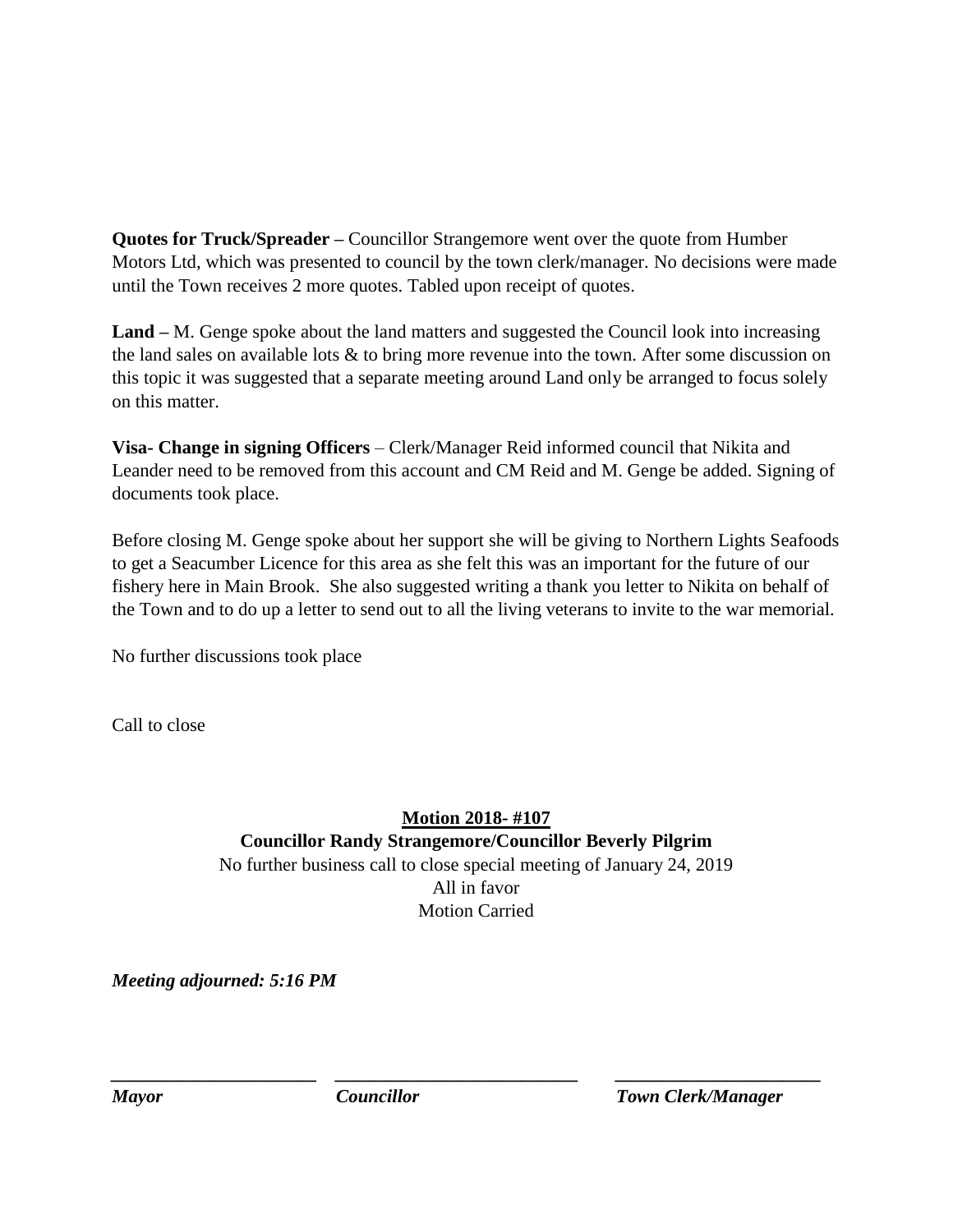**Quotes for Truck/Spreader –** Councillor Strangemore went over the quote from Humber Motors Ltd, which was presented to council by the town clerk/manager. No decisions were made until the Town receives 2 more quotes. Tabled upon receipt of quotes.

**Land –** M. Genge spoke about the land matters and suggested the Council look into increasing the land sales on available lots & to bring more revenue into the town. After some discussion on this topic it was suggested that a separate meeting around Land only be arranged to focus solely on this matter.

**Visa- Change in signing Officers** – Clerk/Manager Reid informed council that Nikita and Leander need to be removed from this account and CM Reid and M. Genge be added. Signing of documents took place.

Before closing M. Genge spoke about her support she will be giving to Northern Lights Seafoods to get a Seacumber Licence for this area as she felt this was an important for the future of our fishery here in Main Brook. She also suggested writing a thank you letter to Nikita on behalf of the Town and to do up a letter to send out to all the living veterans to invite to the war memorial.

No further discussions took place

Call to close

**Motion 2018- #107**
**Councillor Randy Strangemore/Councillor Beverly Pilgrim**
No further business call to close special meeting of January 24, 2019
All in favor
Motion Carried

***Meeting adjourned: 5:16 PM***

______________________ __________________________ ______________________

***Mayor*** ***Councillor*** ***Town Clerk/Manager***